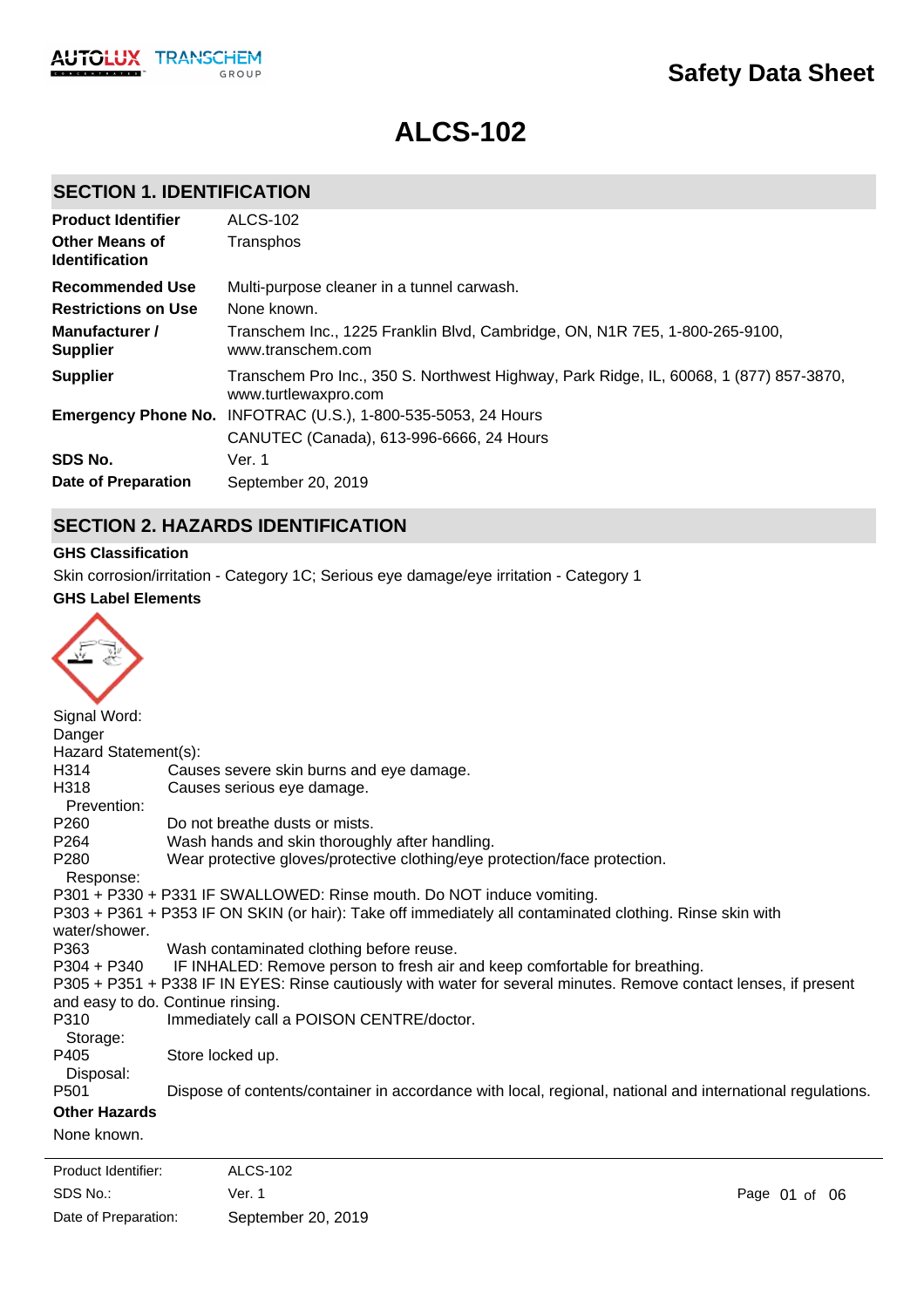# Safety Data Sheet

# ALCS-102

## SECTION 1. IDENTIFICATION

| | |
|---|---|
| **Product Identifier** | ALCS-102 |
| **Other Means of Identification** | Transphos |
| **Recommended Use** | Multi-purpose cleaner in a tunnel carwash. |
| **Restrictions on Use** | None known. |
| **Manufacturer / Supplier** | Transchem Inc., 1225 Franklin Blvd, Cambridge, ON, N1R 7E5, 1-800-265-9100, www.transchem.com |
| **Supplier** | Transchem Pro Inc., 350 S. Northwest Highway, Park Ridge, IL, 60068, 1 (877) 857-3870, www.turtlewaxpro.com |
| **Emergency Phone No.** | INFOTRAC (U.S.), 1-800-535-5053, 24 Hours<br>CANUTEC (Canada), 613-996-6666, 24 Hours |
| **SDS No.** | Ver. 1 |
| **Date of Preparation** | September 20, 2019 |

## SECTION 2. HAZARDS IDENTIFICATION

**GHS Classification**

Skin corrosion/irritation - Category 1C; Serious eye damage/eye irritation - Category 1

**GHS Label Elements**

Signal Word:
Danger

Hazard Statement(s):

H314 Causes severe skin burns and eye damage.
H318 Causes serious eye damage.

Prevention:

P260 Do not breathe dusts or mists.
P264 Wash hands and skin thoroughly after handling.
P280 Wear protective gloves/protective clothing/eye protection/face protection.

Response:

P301 + P330 + P331 IF SWALLOWED: Rinse mouth. Do NOT induce vomiting.
P303 + P361 + P353 IF ON SKIN (or hair): Take off immediately all contaminated clothing. Rinse skin with water/shower.
P363 Wash contaminated clothing before reuse.
P304 + P340 IF INHALED: Remove person to fresh air and keep comfortable for breathing.
P305 + P351 + P338 IF IN EYES: Rinse cautiously with water for several minutes. Remove contact lenses, if present and easy to do. Continue rinsing.
P310 Immediately call a POISON CENTRE/doctor.

Storage:

P405 Store locked up.

Disposal:

P501 Dispose of contents/container in accordance with local, regional, national and international regulations.

**Other Hazards**

None known.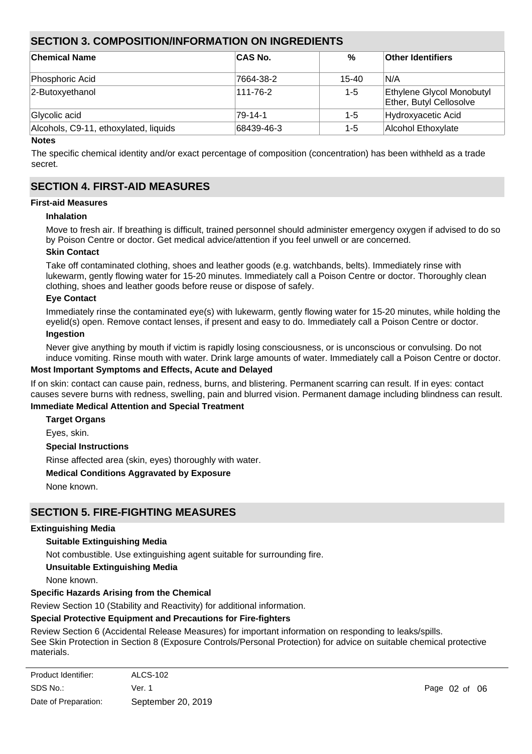## SECTION 3. COMPOSITION/INFORMATION ON INGREDIENTS

| Chemical Name | CAS No. | % | Other Identifiers |
|---|---|---|---|
| Phosphoric Acid | 7664-38-2 | 15-40 | N/A |
| 2-Butoxyethanol | 111-76-2 | 1-5 | Ethylene Glycol Monobutyl Ether, Butyl Cellosolve |
| Glycolic acid | 79-14-1 | 1-5 | Hydroxyacetic Acid |
| Alcohols, C9-11, ethoxylated, liquids | 68439-46-3 | 1-5 | Alcohol Ethoxylate |

**Notes**

The specific chemical identity and/or exact percentage of composition (concentration) has been withheld as a trade secret.

## SECTION 4. FIRST-AID MEASURES

**First-aid Measures**

**Inhalation**

Move to fresh air. If breathing is difficult, trained personnel should administer emergency oxygen if advised to do so by Poison Centre or doctor. Get medical advice/attention if you feel unwell or are concerned.

**Skin Contact**

Take off contaminated clothing, shoes and leather goods (e.g. watchbands, belts). Immediately rinse with lukewarm, gently flowing water for 15-20 minutes. Immediately call a Poison Centre or doctor. Thoroughly clean clothing, shoes and leather goods before reuse or dispose of safely.

**Eye Contact**

Immediately rinse the contaminated eye(s) with lukewarm, gently flowing water for 15-20 minutes, while holding the eyelid(s) open. Remove contact lenses, if present and easy to do. Immediately call a Poison Centre or doctor.

**Ingestion**

Never give anything by mouth if victim is rapidly losing consciousness, or is unconscious or convulsing. Do not induce vomiting. Rinse mouth with water. Drink large amounts of water. Immediately call a Poison Centre or doctor.

**Most Important Symptoms and Effects, Acute and Delayed**

If on skin: contact can cause pain, redness, burns, and blistering. Permanent scarring can result. If in eyes: contact causes severe burns with redness, swelling, pain and blurred vision. Permanent damage including blindness can result.

**Immediate Medical Attention and Special Treatment**

**Target Organs**

Eyes, skin.

**Special Instructions**

Rinse affected area (skin, eyes) thoroughly with water.

**Medical Conditions Aggravated by Exposure**

None known.

## SECTION 5. FIRE-FIGHTING MEASURES

**Extinguishing Media**

**Suitable Extinguishing Media**

Not combustible. Use extinguishing agent suitable for surrounding fire.

**Unsuitable Extinguishing Media**

None known.

**Specific Hazards Arising from the Chemical**

Review Section 10 (Stability and Reactivity) for additional information.

**Special Protective Equipment and Precautions for Fire-fighters**

Review Section 6 (Accidental Release Measures) for important information on responding to leaks/spills.
See Skin Protection in Section 8 (Exposure Controls/Personal Protection) for advice on suitable chemical protective materials.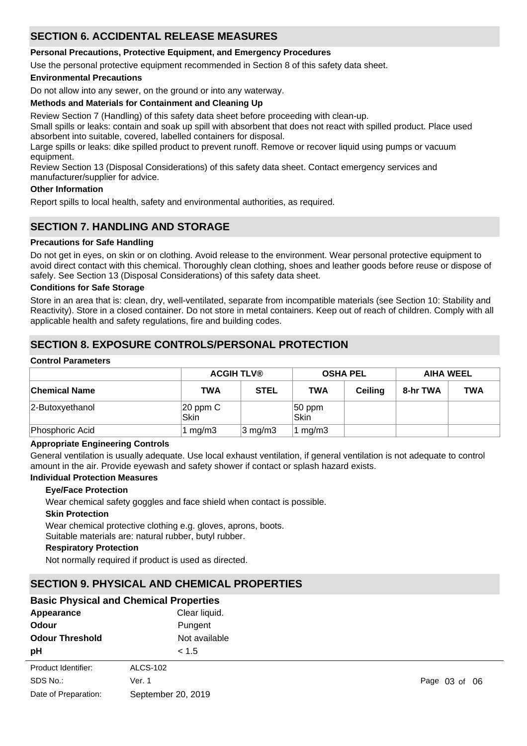## SECTION 6. ACCIDENTAL RELEASE MEASURES

**Personal Precautions, Protective Equipment, and Emergency Procedures**

Use the personal protective equipment recommended in Section 8 of this safety data sheet.

**Environmental Precautions**

Do not allow into any sewer, on the ground or into any waterway.

**Methods and Materials for Containment and Cleaning Up**

Review Section 7 (Handling) of this safety data sheet before proceeding with clean-up.

Small spills or leaks: contain and soak up spill with absorbent that does not react with spilled product. Place used absorbent into suitable, covered, labelled containers for disposal.

Large spills or leaks: dike spilled product to prevent runoff. Remove or recover liquid using pumps or vacuum equipment.

Review Section 13 (Disposal Considerations) of this safety data sheet. Contact emergency services and manufacturer/supplier for advice.

**Other Information**

Report spills to local health, safety and environmental authorities, as required.

## SECTION 7. HANDLING AND STORAGE

**Precautions for Safe Handling**

Do not get in eyes, on skin or on clothing. Avoid release to the environment. Wear personal protective equipment to avoid direct contact with this chemical. Thoroughly clean clothing, shoes and leather goods before reuse or dispose of safely. See Section 13 (Disposal Considerations) of this safety data sheet.

**Conditions for Safe Storage**

Store in an area that is: clean, dry, well-ventilated, separate from incompatible materials (see Section 10: Stability and Reactivity). Store in a closed container. Do not store in metal containers. Keep out of reach of children. Comply with all applicable health and safety regulations, fire and building codes.

## SECTION 8. EXPOSURE CONTROLS/PERSONAL PROTECTION

**Control Parameters**

| | ACGIH TLV® | | OSHA PEL | | AIHA WEEL | |
|---|---|---|---|---|---|---|
| **Chemical Name** | **TWA** | **STEL** | **TWA** | **Ceiling** | **8-hr TWA** | **TWA** |
| 2-Butoxyethanol | 20 ppm C Skin | | 50 ppm Skin | | | |
| Phosphoric Acid | 1 mg/m3 | 3 mg/m3 | 1 mg/m3 | | | |

**Appropriate Engineering Controls**

General ventilation is usually adequate. Use local exhaust ventilation, if general ventilation is not adequate to control amount in the air. Provide eyewash and safety shower if contact or splash hazard exists.

**Individual Protection Measures**

**Eye/Face Protection**

Wear chemical safety goggles and face shield when contact is possible.

**Skin Protection**

Wear chemical protective clothing e.g. gloves, aprons, boots.
Suitable materials are: natural rubber, butyl rubber.

**Respiratory Protection**

Not normally required if product is used as directed.

## SECTION 9. PHYSICAL AND CHEMICAL PROPERTIES

### Basic Physical and Chemical Properties

**Appearance** Clear liquid.

**Odour** Pungent

**Odour Threshold** Not available

**pH** < 1.5

Product Identifier: ALCS-102
SDS No.: Ver. 1
Date of Preparation: September 20, 2019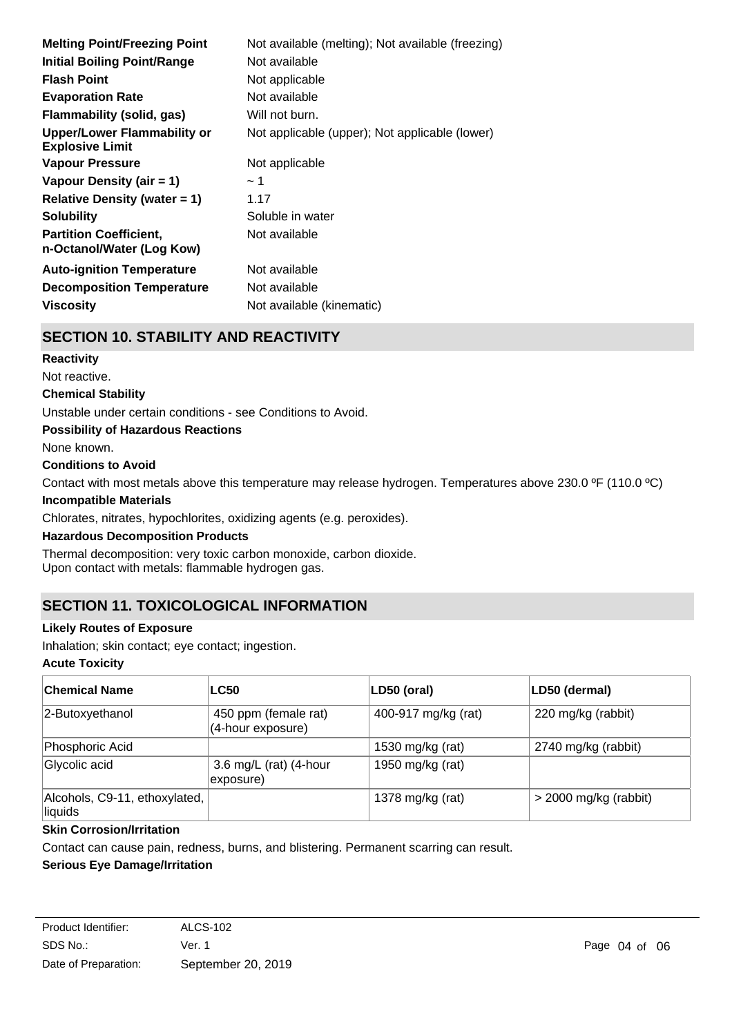| | |
|---|---|
| **Melting Point/Freezing Point** | Not available (melting); Not available (freezing) |
| **Initial Boiling Point/Range** | Not available |
| **Flash Point** | Not applicable |
| **Evaporation Rate** | Not available |
| **Flammability (solid, gas)** | Will not burn. |
| **Upper/Lower Flammability or Explosive Limit** | Not applicable (upper); Not applicable (lower) |
| **Vapour Pressure** | Not applicable |
| **Vapour Density (air = 1)** | ~ 1 |
| **Relative Density (water = 1)** | 1.17 |
| **Solubility** | Soluble in water |
| **Partition Coefficient, n-Octanol/Water (Log Kow)** | Not available |
| **Auto-ignition Temperature** | Not available |
| **Decomposition Temperature** | Not available |
| **Viscosity** | Not available (kinematic) |

## SECTION 10. STABILITY AND REACTIVITY

**Reactivity**

Not reactive.

**Chemical Stability**

Unstable under certain conditions - see Conditions to Avoid.

**Possibility of Hazardous Reactions**

None known.

**Conditions to Avoid**

Contact with most metals above this temperature may release hydrogen. Temperatures above 230.0 ºF (110.0 ºC)

**Incompatible Materials**

Chlorates, nitrates, hypochlorites, oxidizing agents (e.g. peroxides).

**Hazardous Decomposition Products**

Thermal decomposition: very toxic carbon monoxide, carbon dioxide.
Upon contact with metals: flammable hydrogen gas.

## SECTION 11. TOXICOLOGICAL INFORMATION

**Likely Routes of Exposure**

Inhalation; skin contact; eye contact; ingestion.

**Acute Toxicity**

| Chemical Name | LC50 | LD50 (oral) | LD50 (dermal) |
|---|---|---|---|
| 2-Butoxyethanol | 450 ppm (female rat) (4-hour exposure) | 400-917 mg/kg (rat) | 220 mg/kg (rabbit) |
| Phosphoric Acid | | 1530 mg/kg (rat) | 2740 mg/kg (rabbit) |
| Glycolic acid | 3.6 mg/L (rat) (4-hour exposure) | 1950 mg/kg (rat) | |
| Alcohols, C9-11, ethoxylated, liquids | | 1378 mg/kg (rat) | > 2000 mg/kg (rabbit) |

**Skin Corrosion/Irritation**

Contact can cause pain, redness, burns, and blistering. Permanent scarring can result.

**Serious Eye Damage/Irritation**

| | |
|---|---|
| Product Identifier: | ALCS-102 |
| SDS No.: | Ver. 1 |
| Date of Preparation: | September 20, 2019 |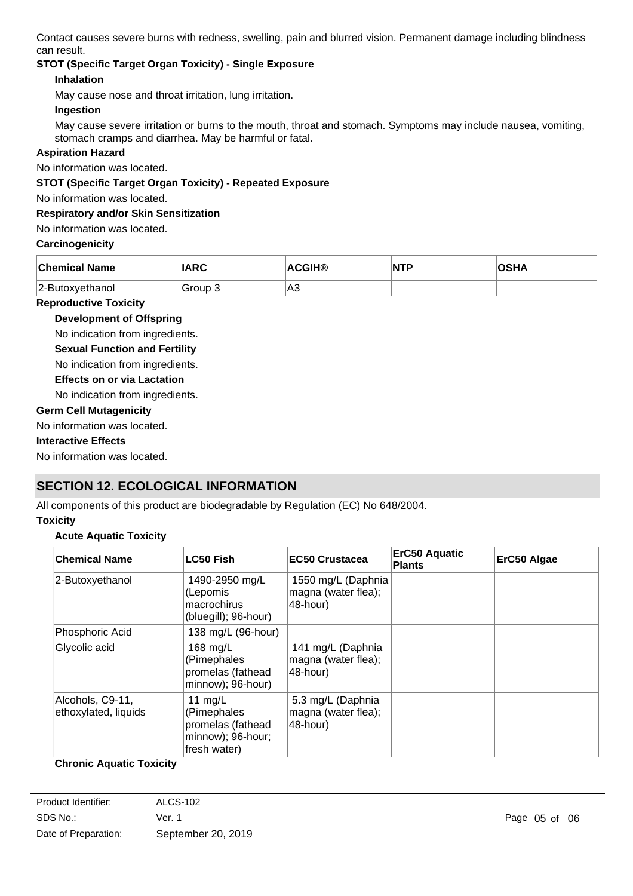Contact causes severe burns with redness, swelling, pain and blurred vision. Permanent damage including blindness can result.

**STOT (Specific Target Organ Toxicity) - Single Exposure**

**Inhalation**

May cause nose and throat irritation, lung irritation.

**Ingestion**

May cause severe irritation or burns to the mouth, throat and stomach. Symptoms may include nausea, vomiting, stomach cramps and diarrhea. May be harmful or fatal.

**Aspiration Hazard**

No information was located.

**STOT (Specific Target Organ Toxicity) - Repeated Exposure**

No information was located.

**Respiratory and/or Skin Sensitization**

No information was located.

**Carcinogenicity**

| Chemical Name | IARC | ACGIH® | NTP | OSHA |
|---|---|---|---|---|
| 2-Butoxyethanol | Group 3 | A3 | | |

**Reproductive Toxicity**

**Development of Offspring**

No indication from ingredients.

**Sexual Function and Fertility**

No indication from ingredients.

**Effects on or via Lactation**

No indication from ingredients.

**Germ Cell Mutagenicity**

No information was located.

**Interactive Effects**

No information was located.

## SECTION 12. ECOLOGICAL INFORMATION

All components of this product are biodegradable by Regulation (EC) No 648/2004.

**Toxicity**

**Acute Aquatic Toxicity**

| Chemical Name | LC50 Fish | EC50 Crustacea | ErC50 Aquatic Plants | ErC50 Algae |
|---|---|---|---|---|
| 2-Butoxyethanol | 1490-2950 mg/L (Lepomis macrochirus (bluegill); 96-hour) | 1550 mg/L (Daphnia magna (water flea); 48-hour) | | |
| Phosphoric Acid | 138 mg/L (96-hour) | | | |
| Glycolic acid | 168 mg/L (Pimephales promelas (fathead minnow); 96-hour) | 141 mg/L (Daphnia magna (water flea); 48-hour) | | |
| Alcohols, C9-11, ethoxylated, liquids | 11 mg/L (Pimephales promelas (fathead minnow); 96-hour; fresh water) | 5.3 mg/L (Daphnia magna (water flea); 48-hour) | | |

**Chronic Aquatic Toxicity**

Product Identifier: ALCS-102
SDS No.: Ver. 1
Date of Preparation: September 20, 2019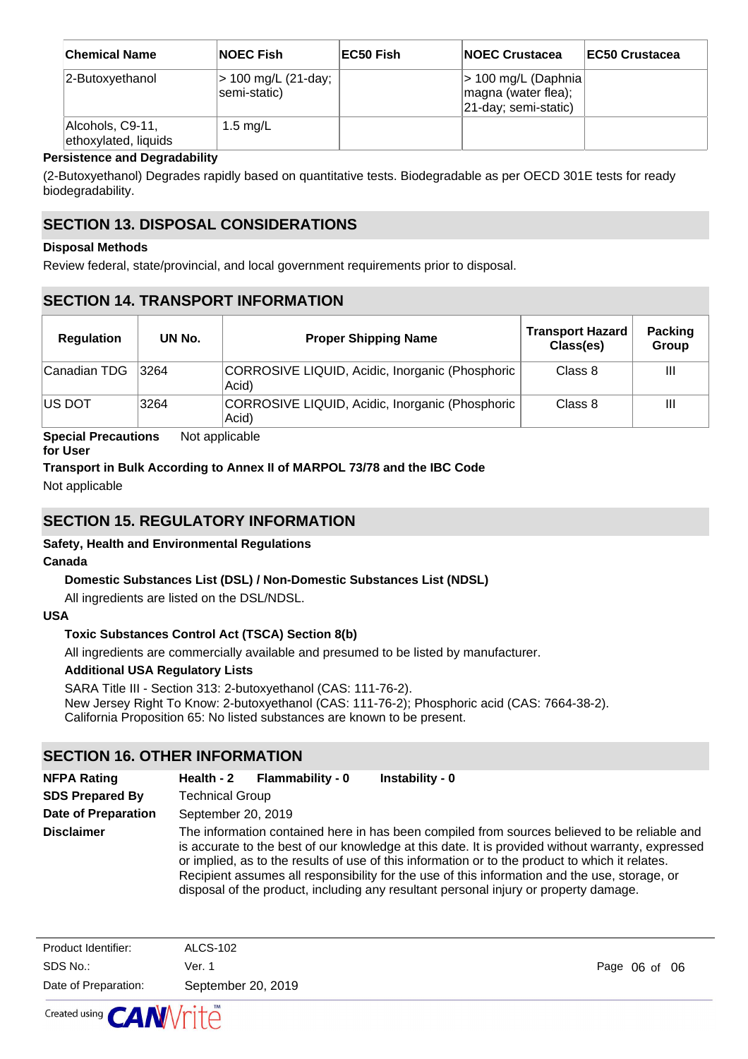| Chemical Name | NOEC Fish | EC50 Fish | NOEC Crustacea | EC50 Crustacea |
|---|---|---|---|---|
| 2-Butoxyethanol | > 100 mg/L (21-day; semi-static) | | > 100 mg/L (Daphnia magna (water flea); 21-day; semi-static) | |
| Alcohols, C9-11, ethoxylated, liquids | 1.5 mg/L | | | |

**Persistence and Degradability**

(2-Butoxyethanol) Degrades rapidly based on quantitative tests. Biodegradable as per OECD 301E tests for ready biodegradability.

## SECTION 13. DISPOSAL CONSIDERATIONS

**Disposal Methods**

Review federal, state/provincial, and local government requirements prior to disposal.

## SECTION 14. TRANSPORT INFORMATION

| Regulation | UN No. | Proper Shipping Name | Transport Hazard Class(es) | Packing Group |
|---|---|---|---|---|
| Canadian TDG | 3264 | CORROSIVE LIQUID, Acidic, Inorganic (Phosphoric Acid) | Class 8 | III |
| US DOT | 3264 | CORROSIVE LIQUID, Acidic, Inorganic (Phosphoric Acid) | Class 8 | III |

**Special Precautions for User** Not applicable

**Transport in Bulk According to Annex II of MARPOL 73/78 and the IBC Code**

Not applicable

## SECTION 15. REGULATORY INFORMATION

**Safety, Health and Environmental Regulations**

**Canada**

**Domestic Substances List (DSL) / Non-Domestic Substances List (NDSL)**

All ingredients are listed on the DSL/NDSL.

**USA**

**Toxic Substances Control Act (TSCA) Section 8(b)**

All ingredients are commercially available and presumed to be listed by manufacturer.

**Additional USA Regulatory Lists**

SARA Title III - Section 313: 2-butoxyethanol (CAS: 111-76-2).
New Jersey Right To Know: 2-butoxyethanol (CAS: 111-76-2); Phosphoric acid (CAS: 7664-38-2).
California Proposition 65: No listed substances are known to be present.

## SECTION 16. OTHER INFORMATION

**NFPA Rating** **Health - 2** **Flammability - 0** **Instability - 0**

**SDS Prepared By** Technical Group

**Date of Preparation** September 20, 2019

**Disclaimer** The information contained here in has been compiled from sources believed to be reliable and is accurate to the best of our knowledge at this date. It is provided without warranty, expressed or implied, as to the results of use of this information or to the product to which it relates. Recipient assumes all responsibility for the use of this information and the use, storage, or disposal of the product, including any resultant personal injury or property damage.

Product Identifier: ALCS-102
SDS No.: Ver. 1
Date of Preparation: September 20, 2019